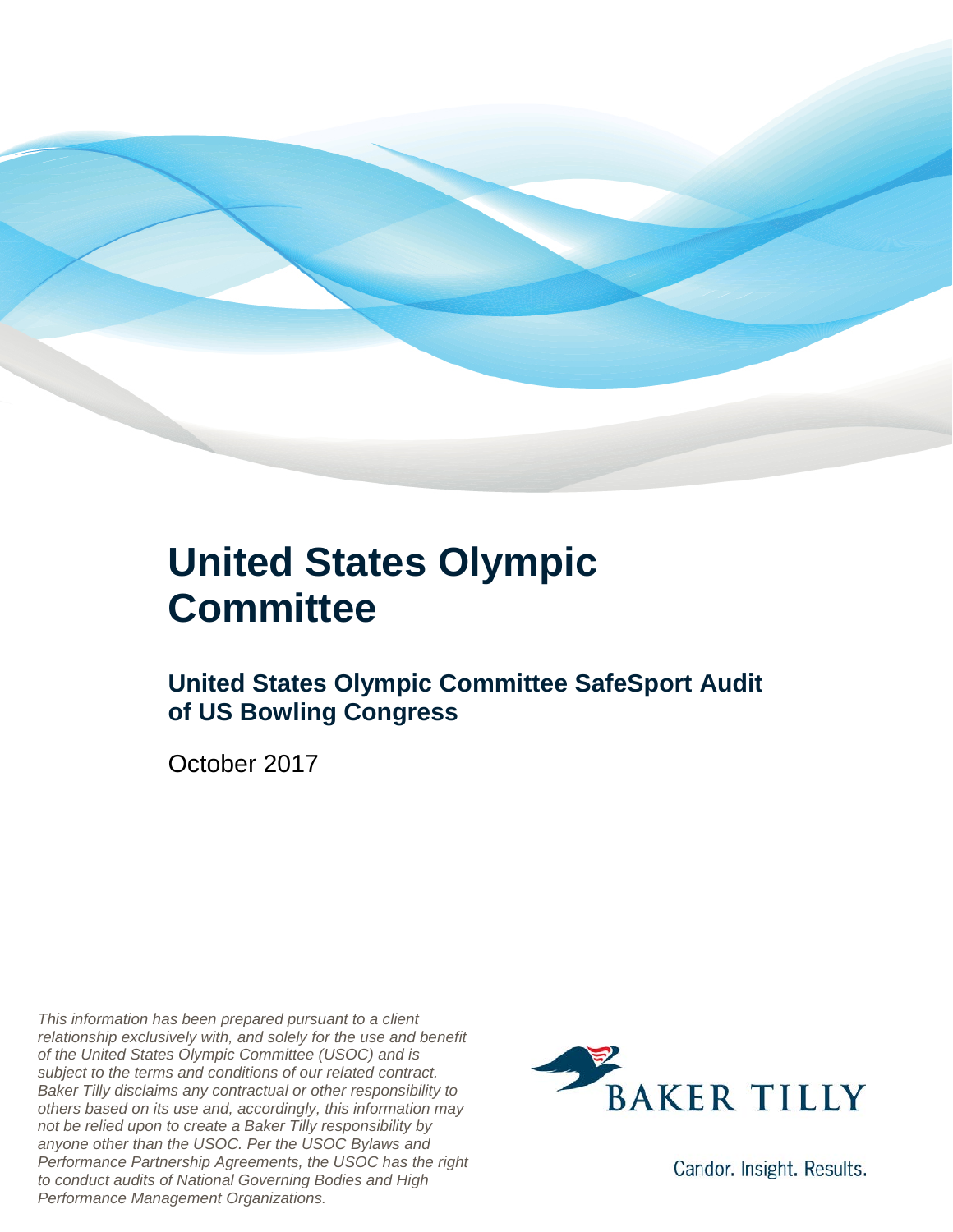# United States Olympic Committee

## United States Olympic Committee SafeSport Audit of US Bowling Congress

October 2017

*This information has been prepared pursuant to a client relationship exclusively with, and solely for the use and benefit of the United States Olympic Committee (USOC) and is subject to the terms and conditions of our related contract. Baker Tilly disclaims any contractual or other responsibility to others based on its use and, accordingly, this information may not be relied upon to create a Baker Tilly responsibility by anyone other than the USOC. Per the USOC Bylaws and Performance Partnership Agreements, the USOC has the right to conduct audits of National Governing Bodies and High Performance Management Organizations.*

BAKER TILLY

Candor. Insight. Results.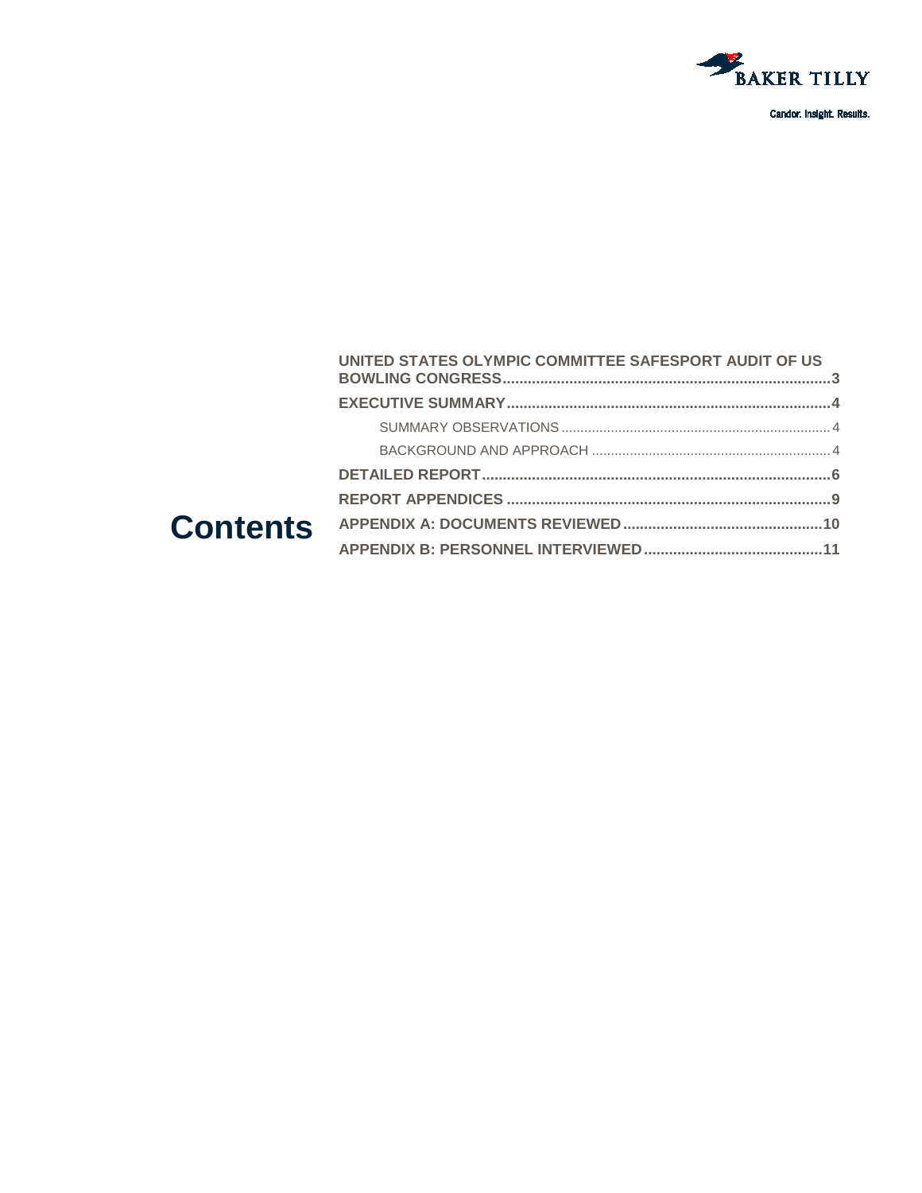# Contents

**UNITED STATES OLYMPIC COMMITTEE SAFESPORT AUDIT OF US BOWLING CONGRESS**......3

**EXECUTIVE SUMMARY**......4

- SUMMARY OBSERVATIONS......4
- BACKGROUND AND APPROACH......4

**DETAILED REPORT**......6

**REPORT APPENDICES**......9

**APPENDIX A: DOCUMENTS REVIEWED**......10

**APPENDIX B: PERSONNEL INTERVIEWED**......11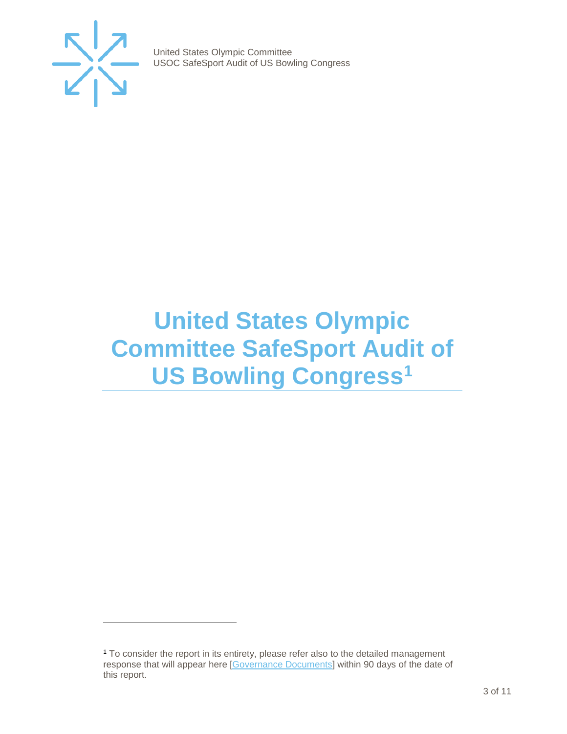# United States Olympic Committee SafeSport Audit of US Bowling Congress[1]

[1] To consider the report in its entirety, please refer also to the detailed management response that will appear here [Governance Documents] within 90 days of the date of this report.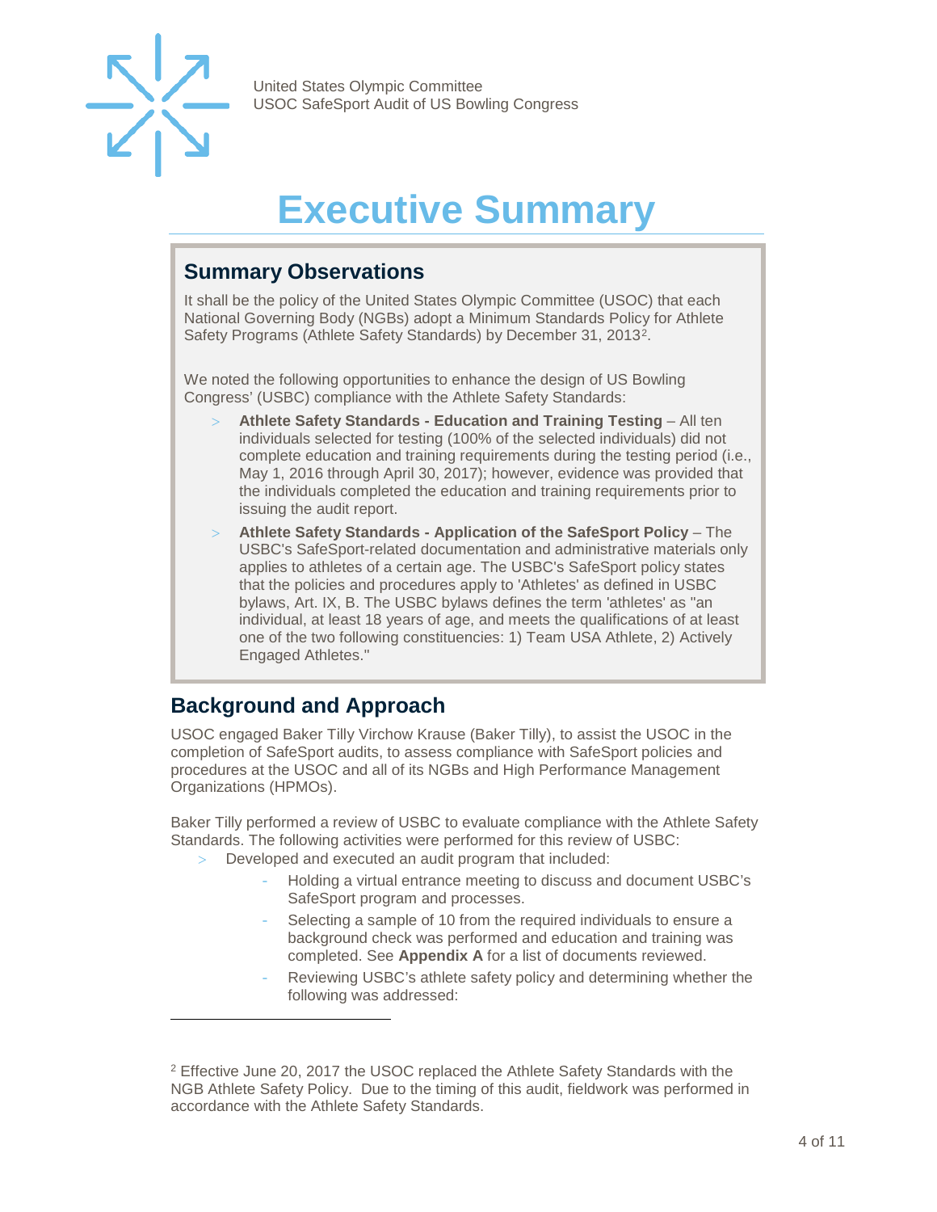# Executive Summary

## Summary Observations

It shall be the policy of the United States Olympic Committee (USOC) that each National Governing Body (NGBs) adopt a Minimum Standards Policy for Athlete Safety Programs (Athlete Safety Standards) by December 31, 2013[2].

We noted the following opportunities to enhance the design of US Bowling Congress' (USBC) compliance with the Athlete Safety Standards:

- **Athlete Safety Standards - Education and Training Testing** – All ten individuals selected for testing (100% of the selected individuals) did not complete education and training requirements during the testing period (i.e., May 1, 2016 through April 30, 2017); however, evidence was provided that the individuals completed the education and training requirements prior to issuing the audit report.
- **Athlete Safety Standards - Application of the SafeSport Policy** – The USBC's SafeSport-related documentation and administrative materials only applies to athletes of a certain age. The USBC's SafeSport policy states that the policies and procedures apply to 'Athletes' as defined in USBC bylaws, Art. IX, B. The USBC bylaws defines the term 'athletes' as "an individual, at least 18 years of age, and meets the qualifications of at least one of the two following constituencies: 1) Team USA Athlete, 2) Actively Engaged Athletes."

## Background and Approach

USOC engaged Baker Tilly Virchow Krause (Baker Tilly), to assist the USOC in the completion of SafeSport audits, to assess compliance with SafeSport policies and procedures at the USOC and all of its NGBs and High Performance Management Organizations (HPMOs).

Baker Tilly performed a review of USBC to evaluate compliance with the Athlete Safety Standards. The following activities were performed for this review of USBC:

- Developed and executed an audit program that included:
  - Holding a virtual entrance meeting to discuss and document USBC's SafeSport program and processes.
  - Selecting a sample of 10 from the required individuals to ensure a background check was performed and education and training was completed. See **Appendix A** for a list of documents reviewed.
  - Reviewing USBC's athlete safety policy and determining whether the following was addressed:

---

[2] Effective June 20, 2017 the USOC replaced the Athlete Safety Standards with the NGB Athlete Safety Policy. Due to the timing of this audit, fieldwork was performed in accordance with the Athlete Safety Standards.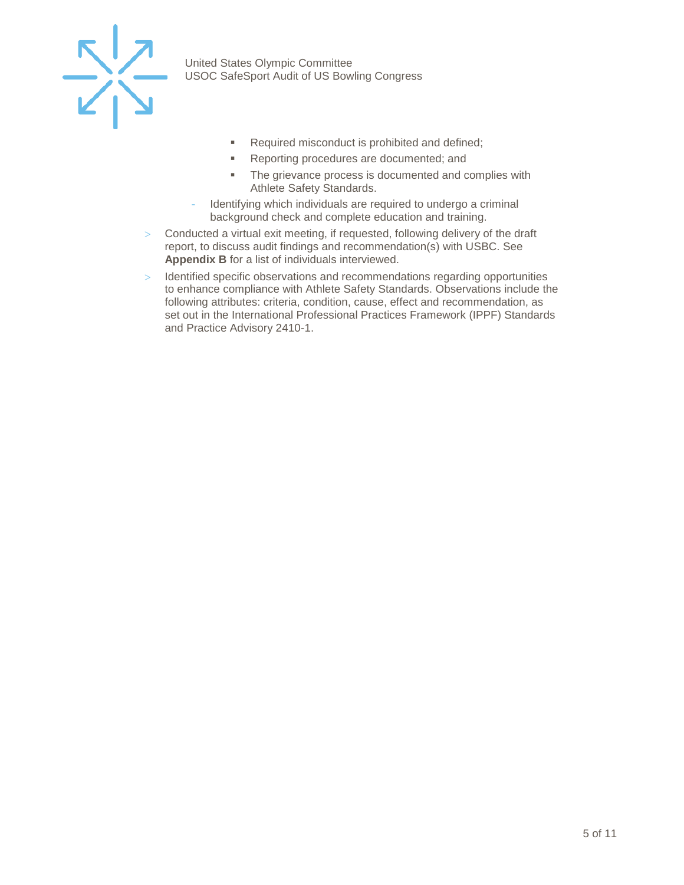- Required misconduct is prohibited and defined;
        - Reporting procedures are documented; and
        - The grievance process is documented and complies with Athlete Safety Standards.
    - Identifying which individuals are required to undergo a criminal background check and complete education and training.
- Conducted a virtual exit meeting, if requested, following delivery of the draft report, to discuss audit findings and recommendation(s) with USBC. See **Appendix B** for a list of individuals interviewed.
- Identified specific observations and recommendations regarding opportunities to enhance compliance with Athlete Safety Standards. Observations include the following attributes: criteria, condition, cause, effect and recommendation, as set out in the International Professional Practices Framework (IPPF) Standards and Practice Advisory 2410-1.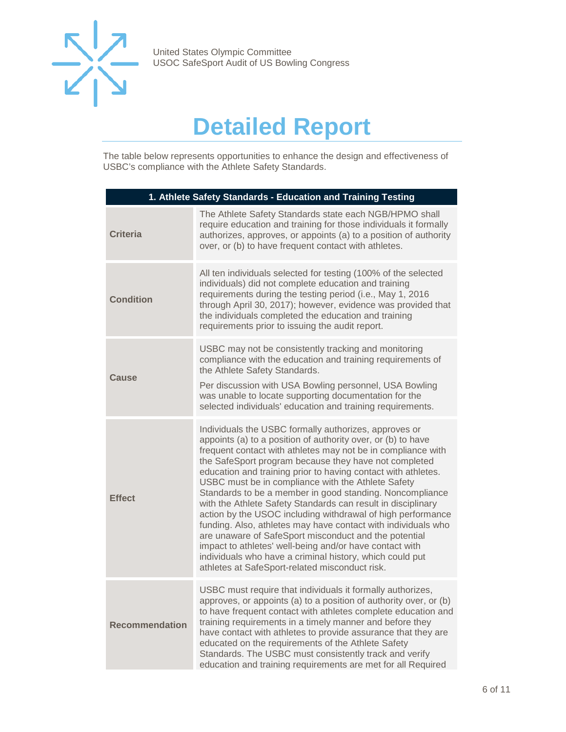# Detailed Report

The table below represents opportunities to enhance the design and effectiveness of USBC's compliance with the Athlete Safety Standards.

| 1. Athlete Safety Standards - Education and Training Testing | |
|---|---|
| **Criteria** | The Athlete Safety Standards state each NGB/HPMO shall require education and training for those individuals it formally authorizes, approves, or appoints (a) to a position of authority over, or (b) to have frequent contact with athletes. |
| **Condition** | All ten individuals selected for testing (100% of the selected individuals) did not complete education and training requirements during the testing period (i.e., May 1, 2016 through April 30, 2017); however, evidence was provided that the individuals completed the education and training requirements prior to issuing the audit report. |
| **Cause** | USBC may not be consistently tracking and monitoring compliance with the education and training requirements of the Athlete Safety Standards.<br><br>Per discussion with USA Bowling personnel, USA Bowling was unable to locate supporting documentation for the selected individuals' education and training requirements. |
| **Effect** | Individuals the USBC formally authorizes, approves or appoints (a) to a position of authority over, or (b) to have frequent contact with athletes may not be in compliance with the SafeSport program because they have not completed education and training prior to having contact with athletes. USBC must be in compliance with the Athlete Safety Standards to be a member in good standing. Noncompliance with the Athlete Safety Standards can result in disciplinary action by the USOC including withdrawal of high performance funding. Also, athletes may have contact with individuals who are unaware of SafeSport misconduct and the potential impact to athletes' well-being and/or have contact with individuals who have a criminal history, which could put athletes at SafeSport-related misconduct risk. |
| **Recommendation** | USBC must require that individuals it formally authorizes, approves, or appoints (a) to a position of authority over, or (b) to have frequent contact with athletes complete education and training requirements in a timely manner and before they have contact with athletes to provide assurance that they are educated on the requirements of the Athlete Safety Standards. The USBC must consistently track and verify education and training requirements are met for all Required |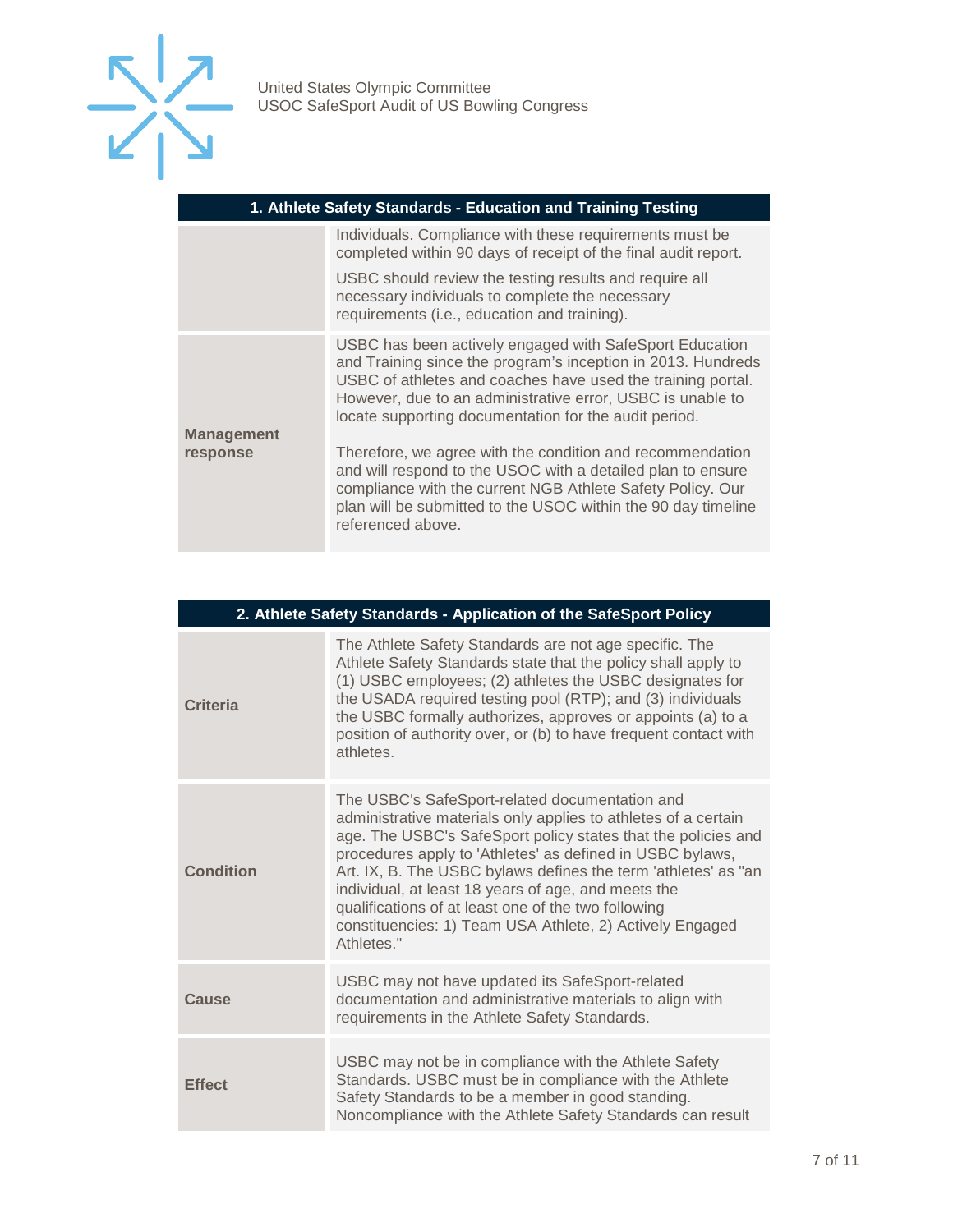| 1. Athlete Safety Standards - Education and Training Testing | |
|---|---|
| | Individuals. Compliance with these requirements must be completed within 90 days of receipt of the final audit report.<br><br>USBC should review the testing results and require all necessary individuals to complete the necessary requirements (i.e., education and training). |
| **Management response** | USBC has been actively engaged with SafeSport Education and Training since the program's inception in 2013. Hundreds USBC of athletes and coaches have used the training portal. However, due to an administrative error, USBC is unable to locate supporting documentation for the audit period.<br><br>Therefore, we agree with the condition and recommendation and will respond to the USOC with a detailed plan to ensure compliance with the current NGB Athlete Safety Policy. Our plan will be submitted to the USOC within the 90 day timeline referenced above. |

| 2. Athlete Safety Standards - Application of the SafeSport Policy | |
|---|---|
| **Criteria** | The Athlete Safety Standards are not age specific. The Athlete Safety Standards state that the policy shall apply to (1) USBC employees; (2) athletes the USBC designates for the USADA required testing pool (RTP); and (3) individuals the USBC formally authorizes, approves or appoints (a) to a position of authority over, or (b) to have frequent contact with athletes. |
| **Condition** | The USBC's SafeSport-related documentation and administrative materials only applies to athletes of a certain age. The USBC's SafeSport policy states that the policies and procedures apply to 'Athletes' as defined in USBC bylaws, Art. IX, B. The USBC bylaws defines the term 'athletes' as "an individual, at least 18 years of age, and meets the qualifications of at least one of the two following constituencies: 1) Team USA Athlete, 2) Actively Engaged Athletes." |
| **Cause** | USBC may not have updated its SafeSport-related documentation and administrative materials to align with requirements in the Athlete Safety Standards. |
| **Effect** | USBC may not be in compliance with the Athlete Safety Standards. USBC must be in compliance with the Athlete Safety Standards to be a member in good standing. Noncompliance with the Athlete Safety Standards can result |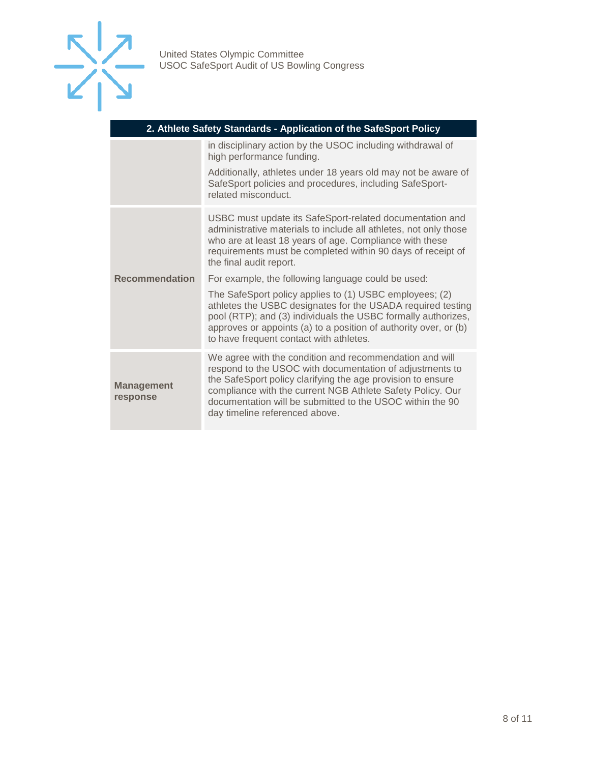| 2. Athlete Safety Standards - Application of the SafeSport Policy | |
|---|---|
| | in disciplinary action by the USOC including withdrawal of high performance funding.<br><br>Additionally, athletes under 18 years old may not be aware of SafeSport policies and procedures, including SafeSport-related misconduct. |
| **Recommendation** | USBC must update its SafeSport-related documentation and administrative materials to include all athletes, not only those who are at least 18 years of age. Compliance with these requirements must be completed within 90 days of receipt of the final audit report.<br><br>For example, the following language could be used:<br><br>The SafeSport policy applies to (1) USBC employees; (2) athletes the USBC designates for the USADA required testing pool (RTP); and (3) individuals the USBC formally authorizes, approves or appoints (a) to a position of authority over, or (b) to have frequent contact with athletes. |
| **Management response** | We agree with the condition and recommendation and will respond to the USOC with documentation of adjustments to the SafeSport policy clarifying the age provision to ensure compliance with the current NGB Athlete Safety Policy. Our documentation will be submitted to the USOC within the 90 day timeline referenced above. |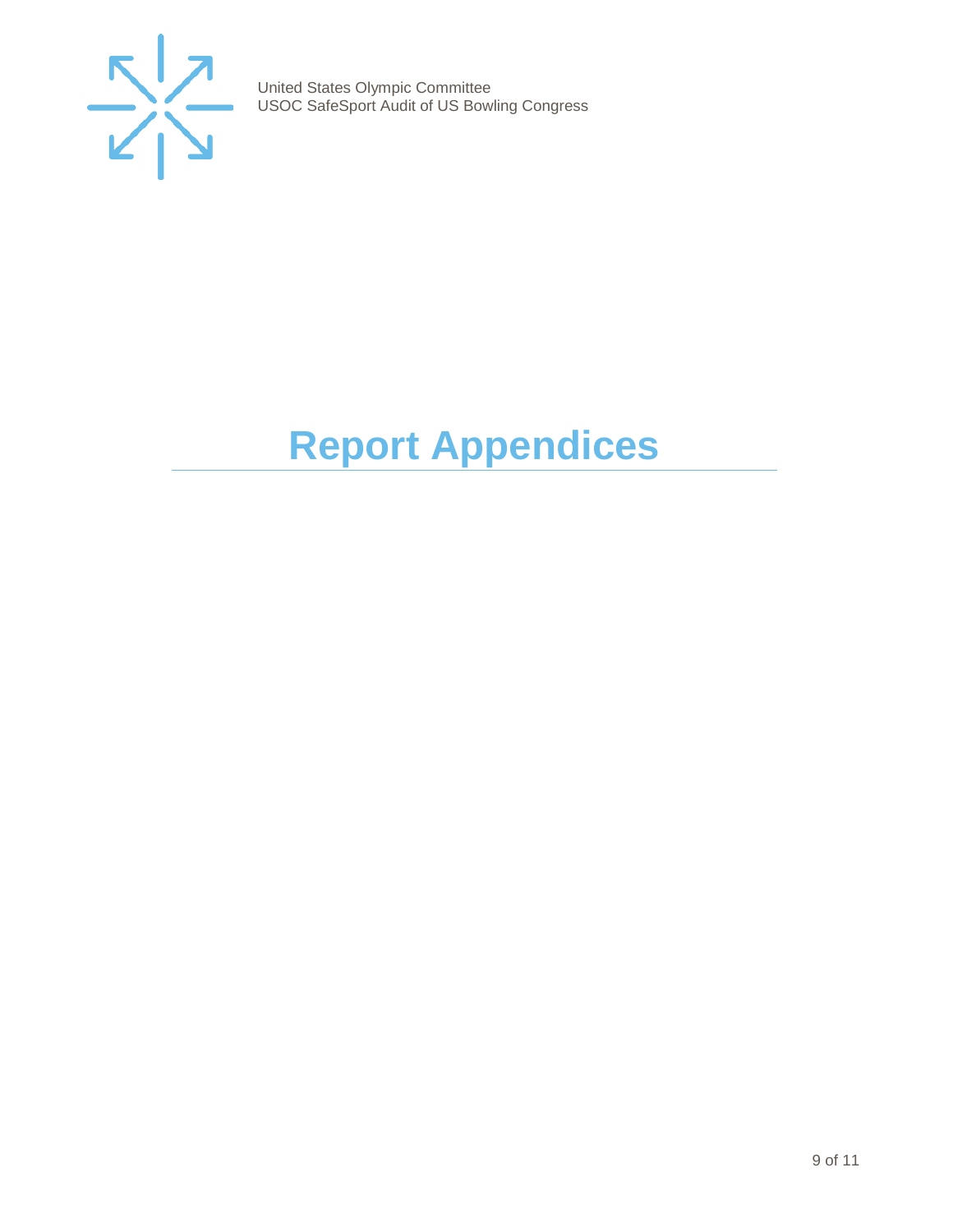# Report Appendices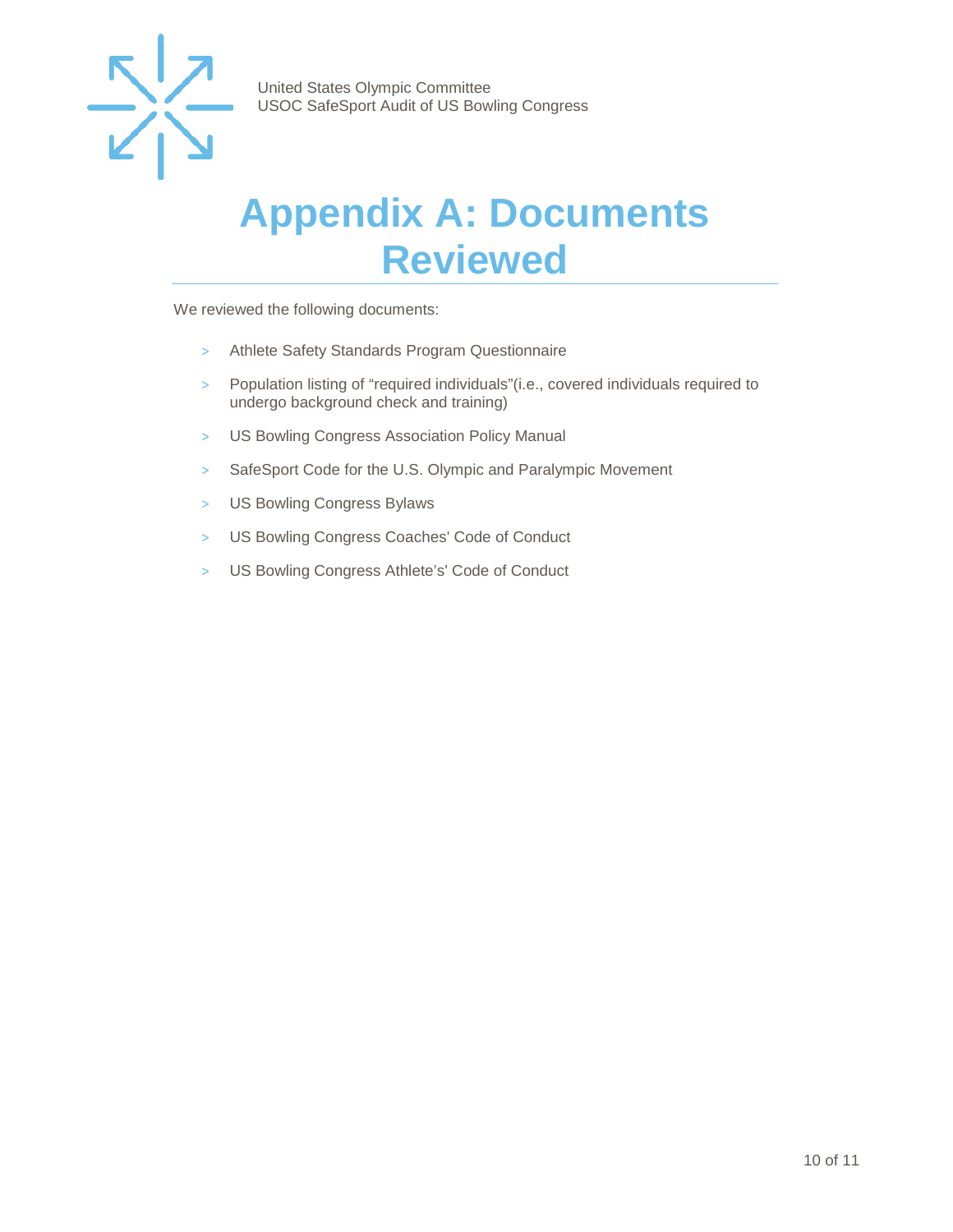# Appendix A: Documents Reviewed

We reviewed the following documents:

- Athlete Safety Standards Program Questionnaire
- Population listing of “required individuals”(i.e., covered individuals required to undergo background check and training)
- US Bowling Congress Association Policy Manual
- SafeSport Code for the U.S. Olympic and Paralympic Movement
- US Bowling Congress Bylaws
- US Bowling Congress Coaches' Code of Conduct
- US Bowling Congress Athlete’s' Code of Conduct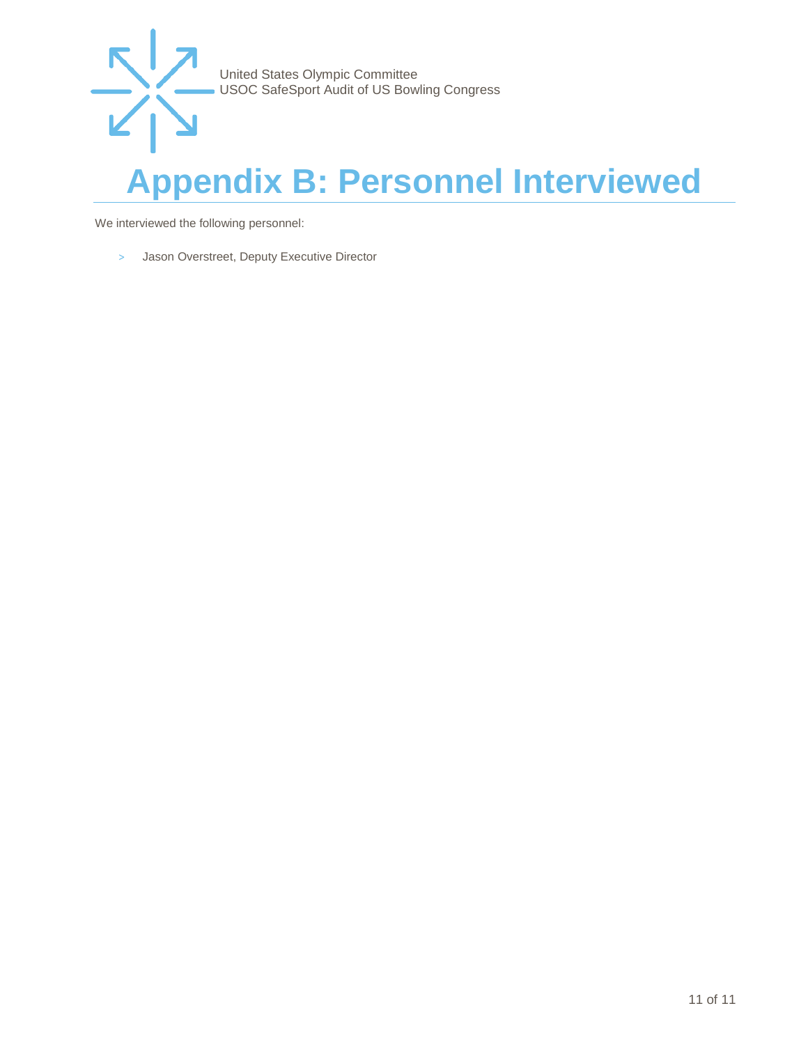# Appendix B: Personnel Interviewed

We interviewed the following personnel:

- Jason Overstreet, Deputy Executive Director